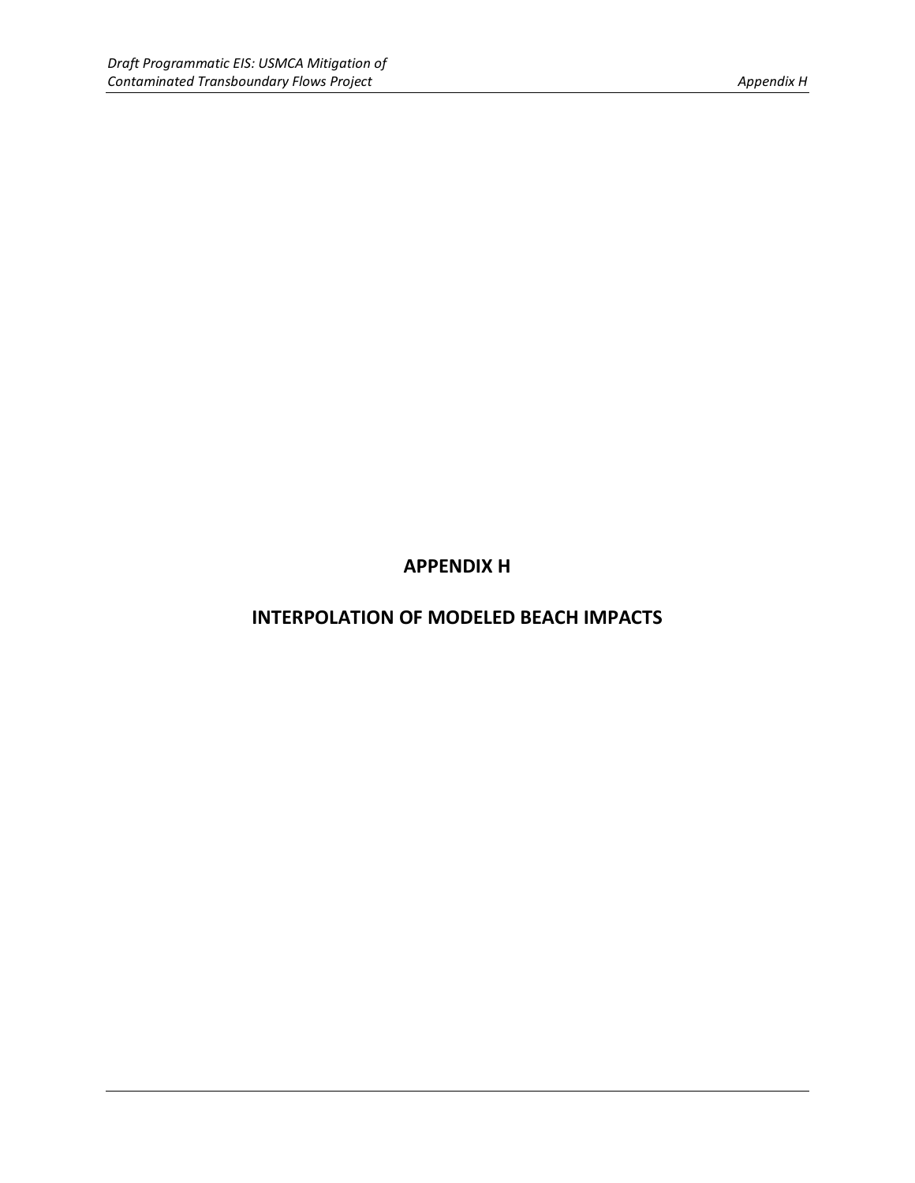# APPENDIX H

# INTERPOLATION OF MODELED BEACH IMPACTS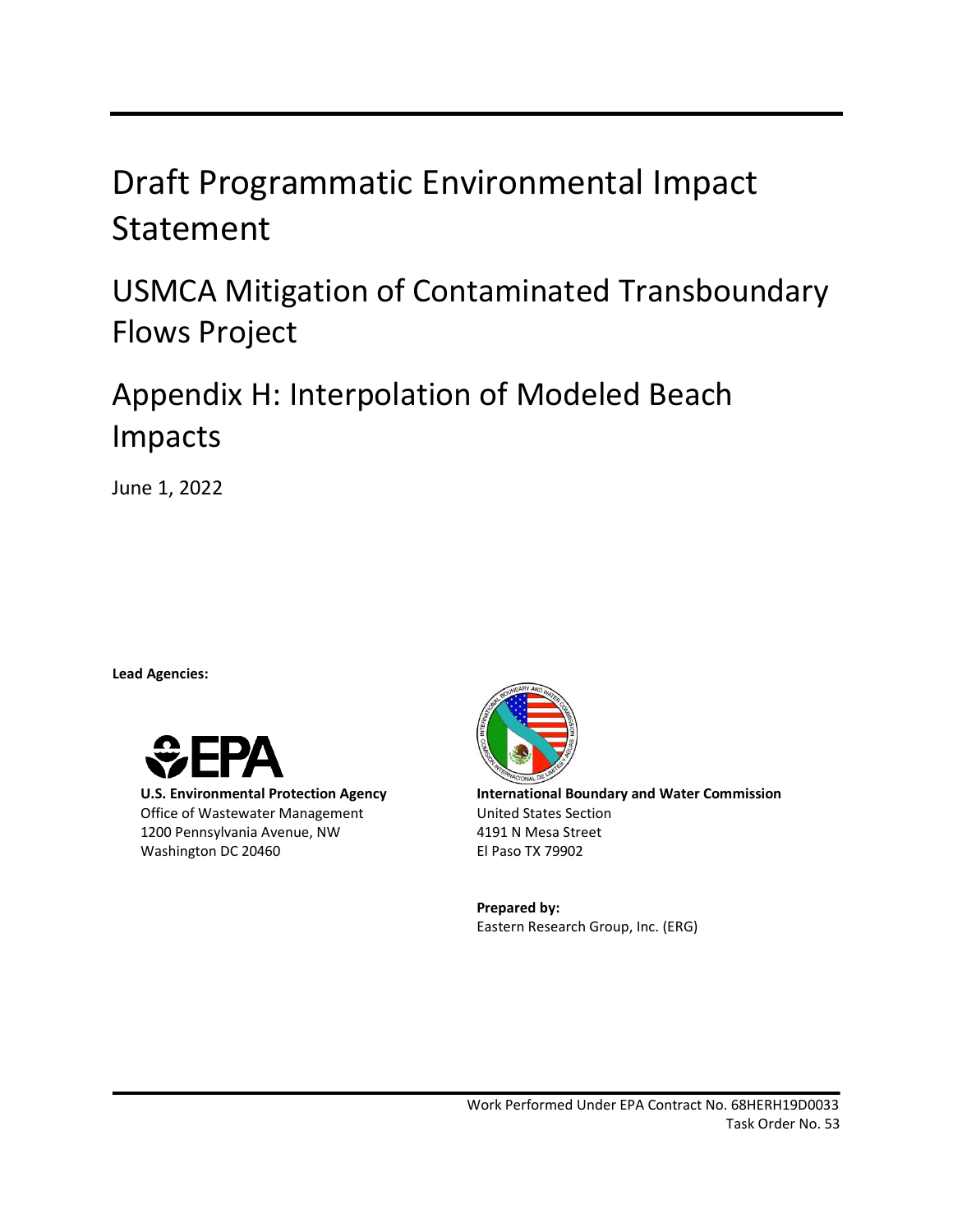# Draft Programmatic Environmental Impact Statement

## USMCA Mitigation of Contaminated Transboundary Flows Project

## Appendix H: Interpolation of Modeled Beach Impacts

June 1, 2022

**Lead Agencies:**

**U.S. Environmental Protection Agency**
Office of Wastewater Management
1200 Pennsylvania Avenue, NW
Washington DC 20460

**International Boundary and Water Commission**
United States Section
4191 N Mesa Street
El Paso TX 79902

**Prepared by:**
Eastern Research Group, Inc. (ERG)

Work Performed Under EPA Contract No. 68HERH19D0033
Task Order No. 53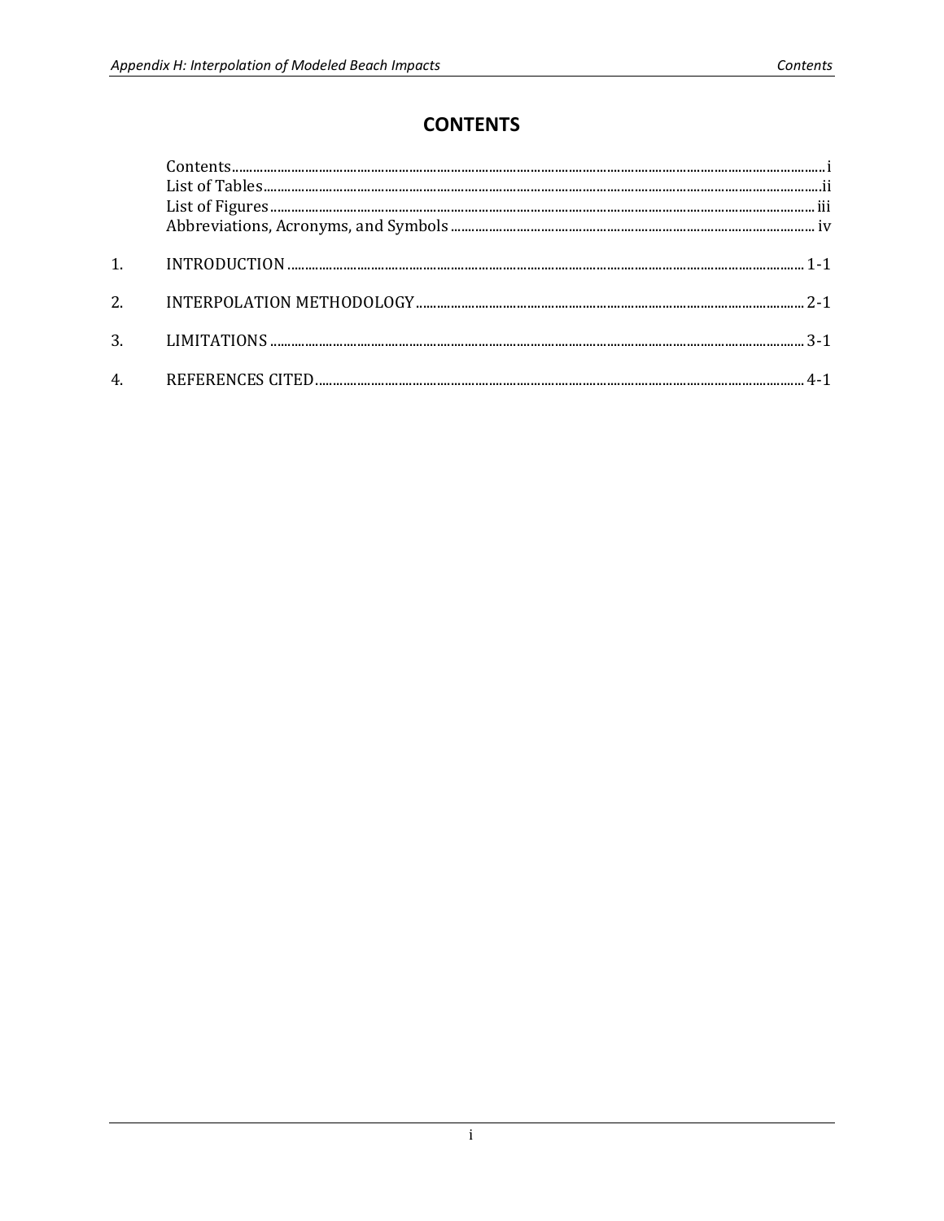# CONTENTS

| | | |
|---|---|---|
| | Contents | i |
| | List of Tables | ii |
| | List of Figures | iii |
| | Abbreviations, Acronyms, and Symbols | iv |
| 1. | INTRODUCTION | 1-1 |
| 2. | INTERPOLATION METHODOLOGY | 2-1 |
| 3. | LIMITATIONS | 3-1 |
| 4. | REFERENCES CITED | 4-1 |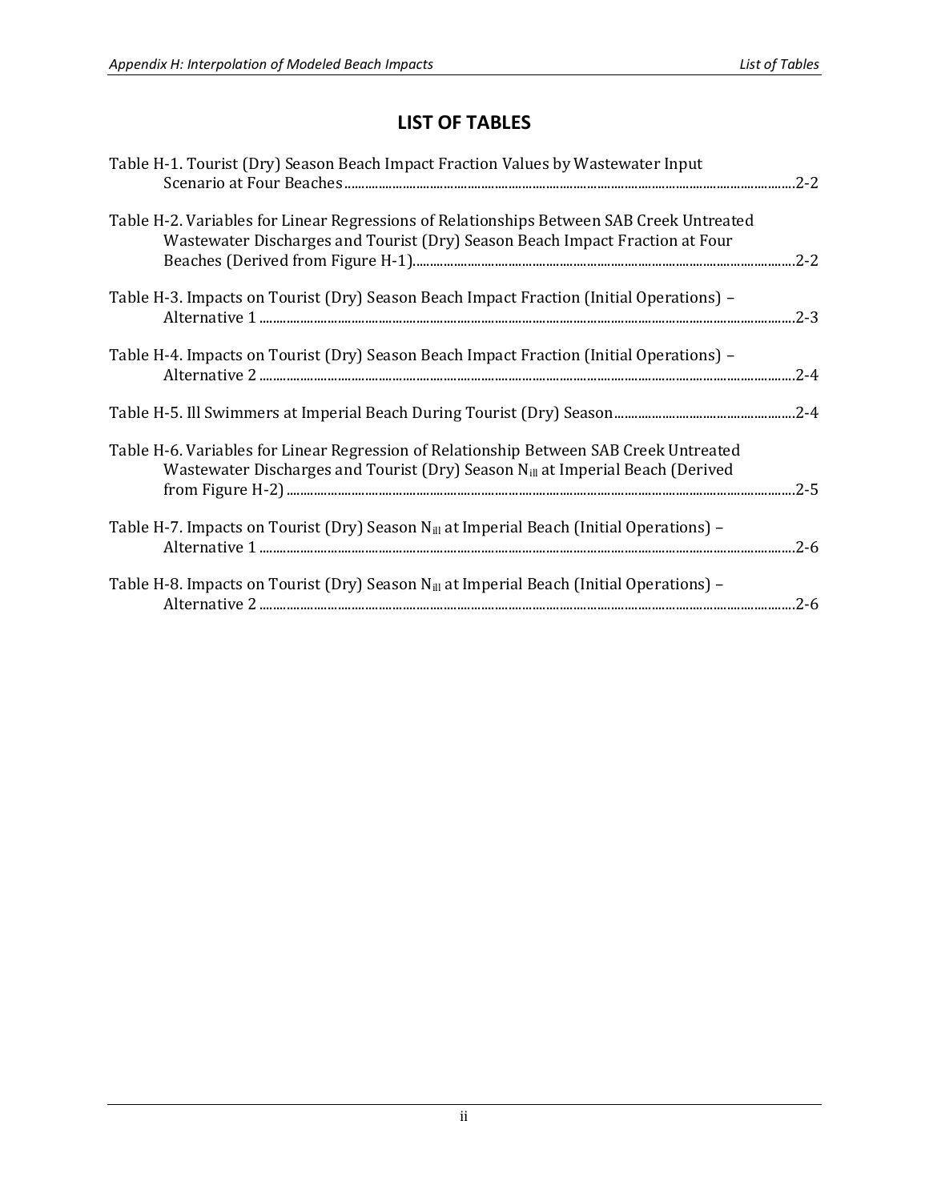# LIST OF TABLES

Table H-1. Tourist (Dry) Season Beach Impact Fraction Values by Wastewater Input Scenario at Four Beaches ..... 2-2

Table H-2. Variables for Linear Regressions of Relationships Between SAB Creek Untreated Wastewater Discharges and Tourist (Dry) Season Beach Impact Fraction at Four Beaches (Derived from Figure H-1) ..... 2-2

Table H-3. Impacts on Tourist (Dry) Season Beach Impact Fraction (Initial Operations) – Alternative 1 ..... 2-3

Table H-4. Impacts on Tourist (Dry) Season Beach Impact Fraction (Initial Operations) – Alternative 2 ..... 2-4

Table H-5. Ill Swimmers at Imperial Beach During Tourist (Dry) Season ..... 2-4

Table H-6. Variables for Linear Regression of Relationship Between SAB Creek Untreated Wastewater Discharges and Tourist (Dry) Season $N_{ill}$ at Imperial Beach (Derived from Figure H-2) ..... 2-5

Table H-7. Impacts on Tourist (Dry) Season $N_{ill}$ at Imperial Beach (Initial Operations) – Alternative 1 ..... 2-6

Table H-8. Impacts on Tourist (Dry) Season $N_{ill}$ at Imperial Beach (Initial Operations) – Alternative 2 ..... 2-6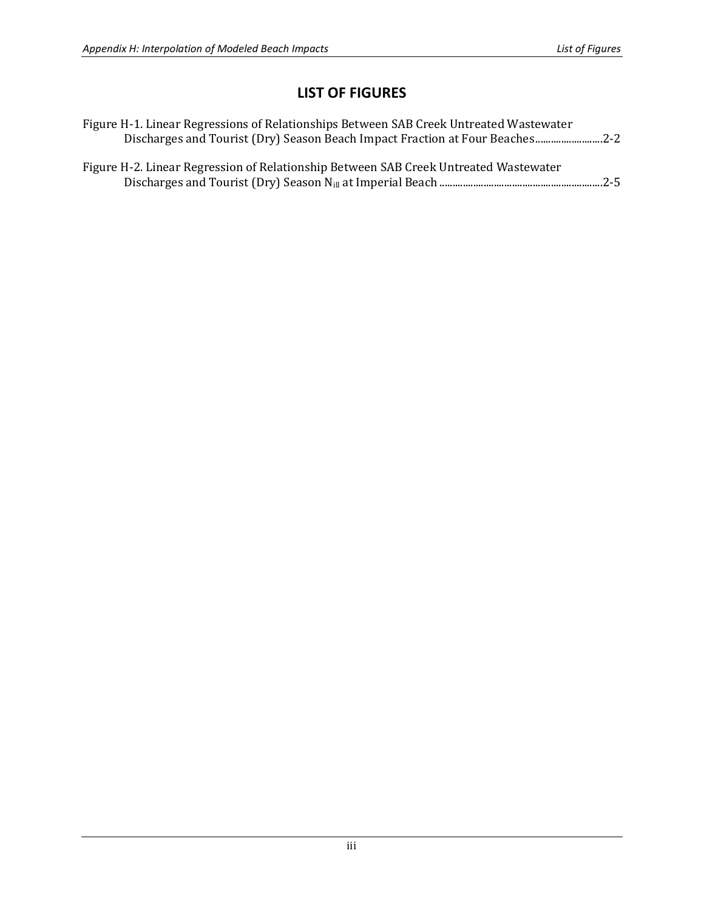# LIST OF FIGURES

Figure H-1. Linear Regressions of Relationships Between SAB Creek Untreated Wastewater Discharges and Tourist (Dry) Season Beach Impact Fraction at Four Beaches..........................2-2

Figure H-2. Linear Regression of Relationship Between SAB Creek Untreated Wastewater Discharges and Tourist (Dry) Season $N_{ill}$ at Imperial Beach ...............................................................2-5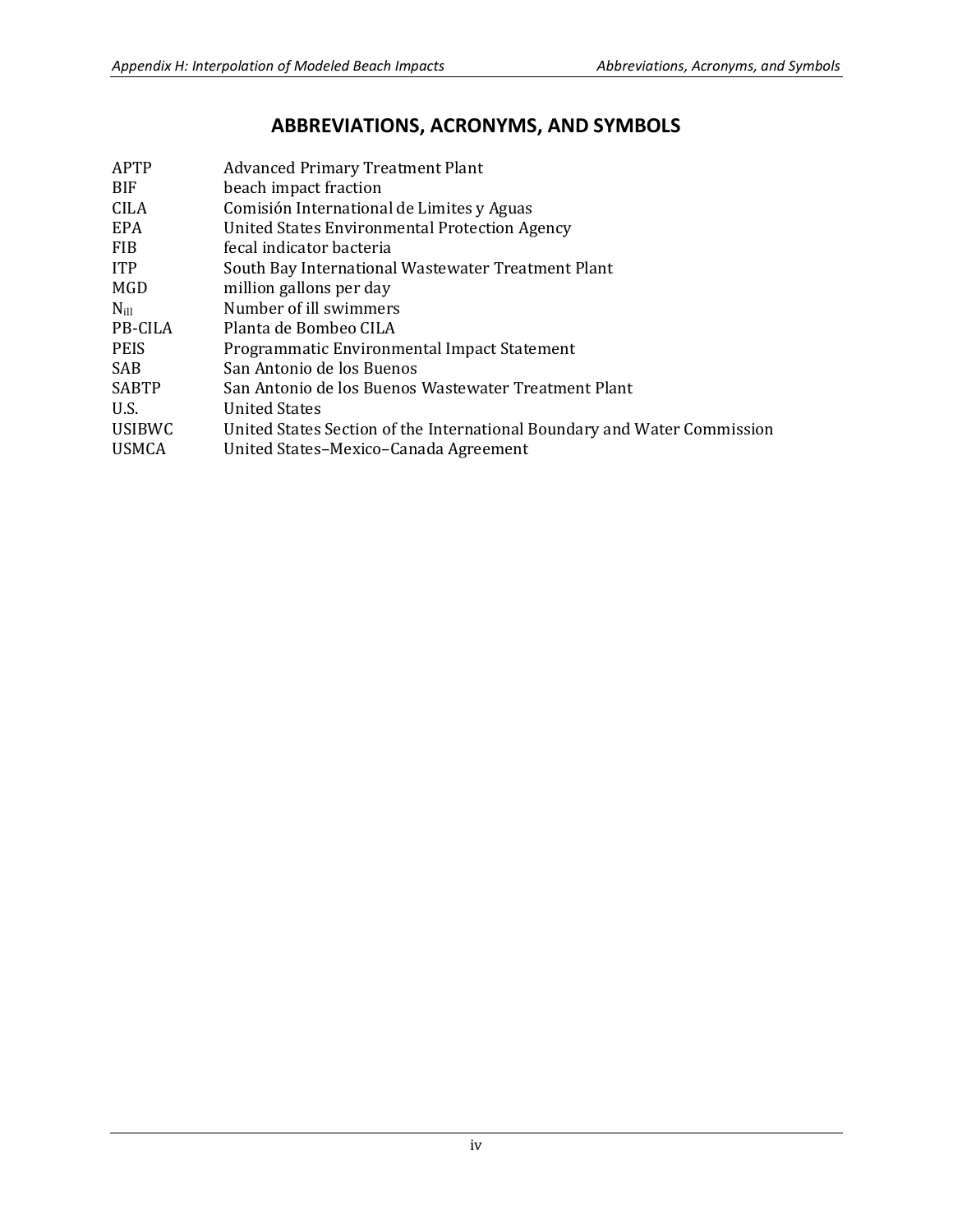# ABBREVIATIONS, ACRONYMS, AND SYMBOLS

| | |
|---|---|
| APTP | Advanced Primary Treatment Plant |
| BIF | beach impact fraction |
| CILA | Comisión International de Limites y Aguas |
| EPA | United States Environmental Protection Agency |
| FIB | fecal indicator bacteria |
| ITP | South Bay International Wastewater Treatment Plant |
| MGD | million gallons per day |
| $N_{ill}$ | Number of ill swimmers |
| PB-CILA | Planta de Bombeo CILA |
| PEIS | Programmatic Environmental Impact Statement |
| SAB | San Antonio de los Buenos |
| SABTP | San Antonio de los Buenos Wastewater Treatment Plant |
| U.S. | United States |
| USIBWC | United States Section of the International Boundary and Water Commission |
| USMCA | United States–Mexico–Canada Agreement |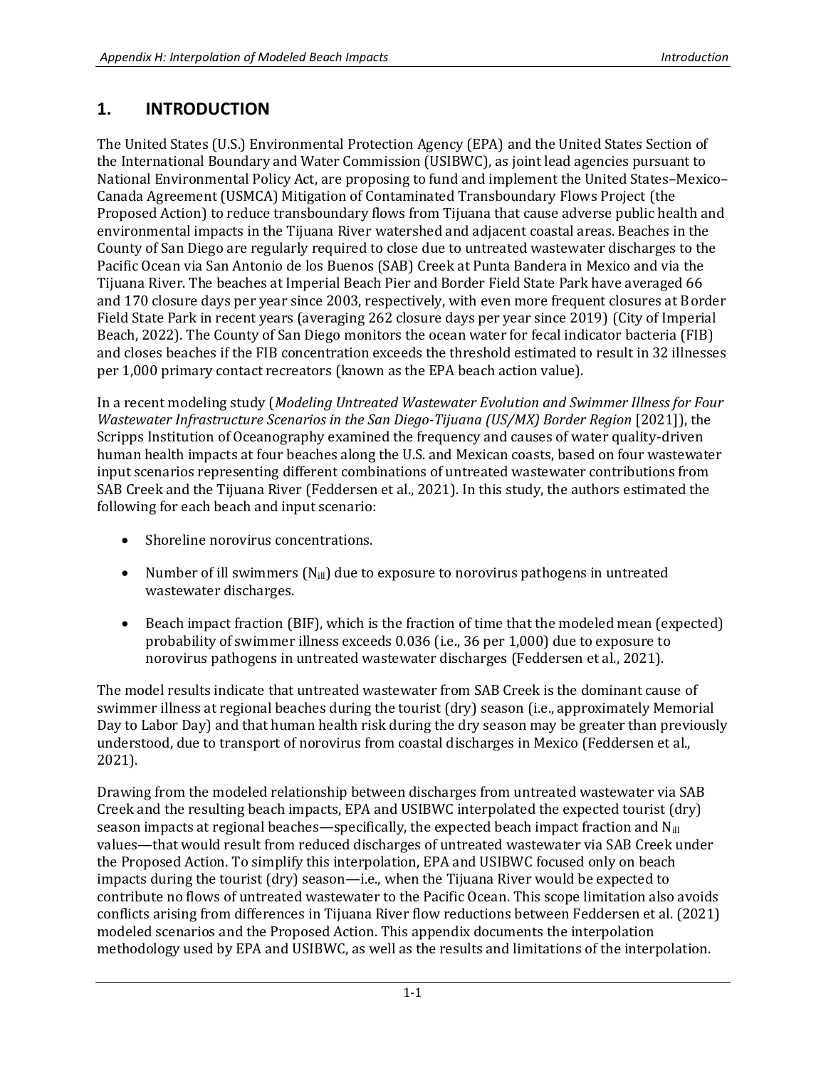## 1. INTRODUCTION

The United States (U.S.) Environmental Protection Agency (EPA) and the United States Section of the International Boundary and Water Commission (USIBWC), as joint lead agencies pursuant to National Environmental Policy Act, are proposing to fund and implement the United States–Mexico–Canada Agreement (USMCA) Mitigation of Contaminated Transboundary Flows Project (the Proposed Action) to reduce transboundary flows from Tijuana that cause adverse public health and environmental impacts in the Tijuana River watershed and adjacent coastal areas. Beaches in the County of San Diego are regularly required to close due to untreated wastewater discharges to the Pacific Ocean via San Antonio de los Buenos (SAB) Creek at Punta Bandera in Mexico and via the Tijuana River. The beaches at Imperial Beach Pier and Border Field State Park have averaged 66 and 170 closure days per year since 2003, respectively, with even more frequent closures at Border Field State Park in recent years (averaging 262 closure days per year since 2019) (City of Imperial Beach, 2022). The County of San Diego monitors the ocean water for fecal indicator bacteria (FIB) and closes beaches if the FIB concentration exceeds the threshold estimated to result in 32 illnesses per 1,000 primary contact recreators (known as the EPA beach action value).

In a recent modeling study (*Modeling Untreated Wastewater Evolution and Swimmer Illness for Four Wastewater Infrastructure Scenarios in the San Diego-Tijuana (US/MX) Border Region* [2021]), the Scripps Institution of Oceanography examined the frequency and causes of water quality-driven human health impacts at four beaches along the U.S. and Mexican coasts, based on four wastewater input scenarios representing different combinations of untreated wastewater contributions from SAB Creek and the Tijuana River (Feddersen et al., 2021). In this study, the authors estimated the following for each beach and input scenario:

- Shoreline norovirus concentrations.
- Number of ill swimmers ($N_{ill}$) due to exposure to norovirus pathogens in untreated wastewater discharges.
- Beach impact fraction (BIF), which is the fraction of time that the modeled mean (expected) probability of swimmer illness exceeds 0.036 (i.e., 36 per 1,000) due to exposure to norovirus pathogens in untreated wastewater discharges (Feddersen et al., 2021).

The model results indicate that untreated wastewater from SAB Creek is the dominant cause of swimmer illness at regional beaches during the tourist (dry) season (i.e., approximately Memorial Day to Labor Day) and that human health risk during the dry season may be greater than previously understood, due to transport of norovirus from coastal discharges in Mexico (Feddersen et al., 2021).

Drawing from the modeled relationship between discharges from untreated wastewater via SAB Creek and the resulting beach impacts, EPA and USIBWC interpolated the expected tourist (dry) season impacts at regional beaches—specifically, the expected beach impact fraction and $N_{ill}$ values—that would result from reduced discharges of untreated wastewater via SAB Creek under the Proposed Action. To simplify this interpolation, EPA and USIBWC focused only on beach impacts during the tourist (dry) season—i.e., when the Tijuana River would be expected to contribute no flows of untreated wastewater to the Pacific Ocean. This scope limitation also avoids conflicts arising from differences in Tijuana River flow reductions between Feddersen et al. (2021) modeled scenarios and the Proposed Action. This appendix documents the interpolation methodology used by EPA and USIBWC, as well as the results and limitations of the interpolation.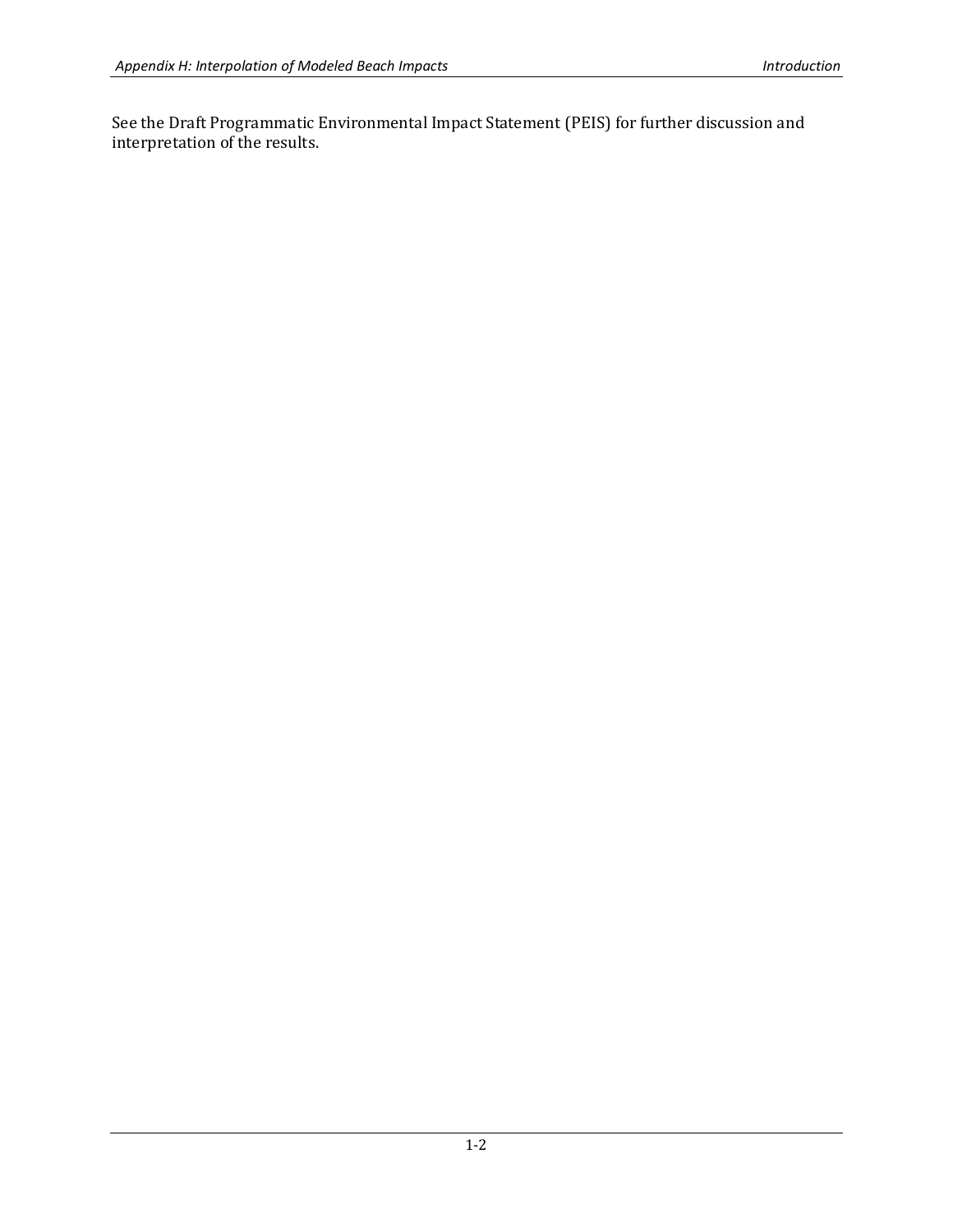See the Draft Programmatic Environmental Impact Statement (PEIS) for further discussion and interpretation of the results.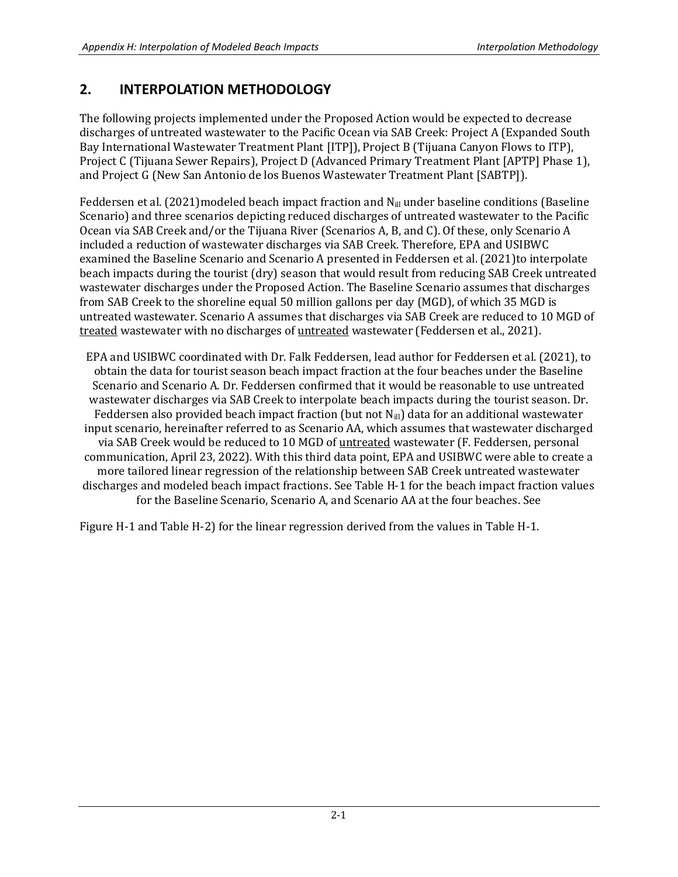## 2. INTERPOLATION METHODOLOGY

The following projects implemented under the Proposed Action would be expected to decrease discharges of untreated wastewater to the Pacific Ocean via SAB Creek: Project A (Expanded South Bay International Wastewater Treatment Plant [ITP]), Project B (Tijuana Canyon Flows to ITP), Project C (Tijuana Sewer Repairs), Project D (Advanced Primary Treatment Plant [APTP] Phase 1), and Project G (New San Antonio de los Buenos Wastewater Treatment Plant [SABTP]).

Feddersen et al. (2021)modeled beach impact fraction and $N_{ill}$ under baseline conditions (Baseline Scenario) and three scenarios depicting reduced discharges of untreated wastewater to the Pacific Ocean via SAB Creek and/or the Tijuana River (Scenarios A, B, and C). Of these, only Scenario A included a reduction of wastewater discharges via SAB Creek. Therefore, EPA and USIBWC examined the Baseline Scenario and Scenario A presented in Feddersen et al. (2021)to interpolate beach impacts during the tourist (dry) season that would result from reducing SAB Creek untreated wastewater discharges under the Proposed Action. The Baseline Scenario assumes that discharges from SAB Creek to the shoreline equal 50 million gallons per day (MGD), of which 35 MGD is untreated wastewater. Scenario A assumes that discharges via SAB Creek are reduced to 10 MGD of <u>treated</u> wastewater with no discharges of <u>untreated</u> wastewater (Feddersen et al., 2021).

EPA and USIBWC coordinated with Dr. Falk Feddersen, lead author for Feddersen et al. (2021), to obtain the data for tourist season beach impact fraction at the four beaches under the Baseline Scenario and Scenario A. Dr. Feddersen confirmed that it would be reasonable to use untreated wastewater discharges via SAB Creek to interpolate beach impacts during the tourist season. Dr. Feddersen also provided beach impact fraction (but not $N_{ill}$) data for an additional wastewater input scenario, hereinafter referred to as Scenario AA, which assumes that wastewater discharged via SAB Creek would be reduced to 10 MGD of <u>untreated</u> wastewater (F. Feddersen, personal communication, April 23, 2022). With this third data point, EPA and USIBWC were able to create a more tailored linear regression of the relationship between SAB Creek untreated wastewater discharges and modeled beach impact fractions. See Table H-1 for the beach impact fraction values for the Baseline Scenario, Scenario A, and Scenario AA at the four beaches. See

Figure H-1 and Table H-2) for the linear regression derived from the values in Table H-1.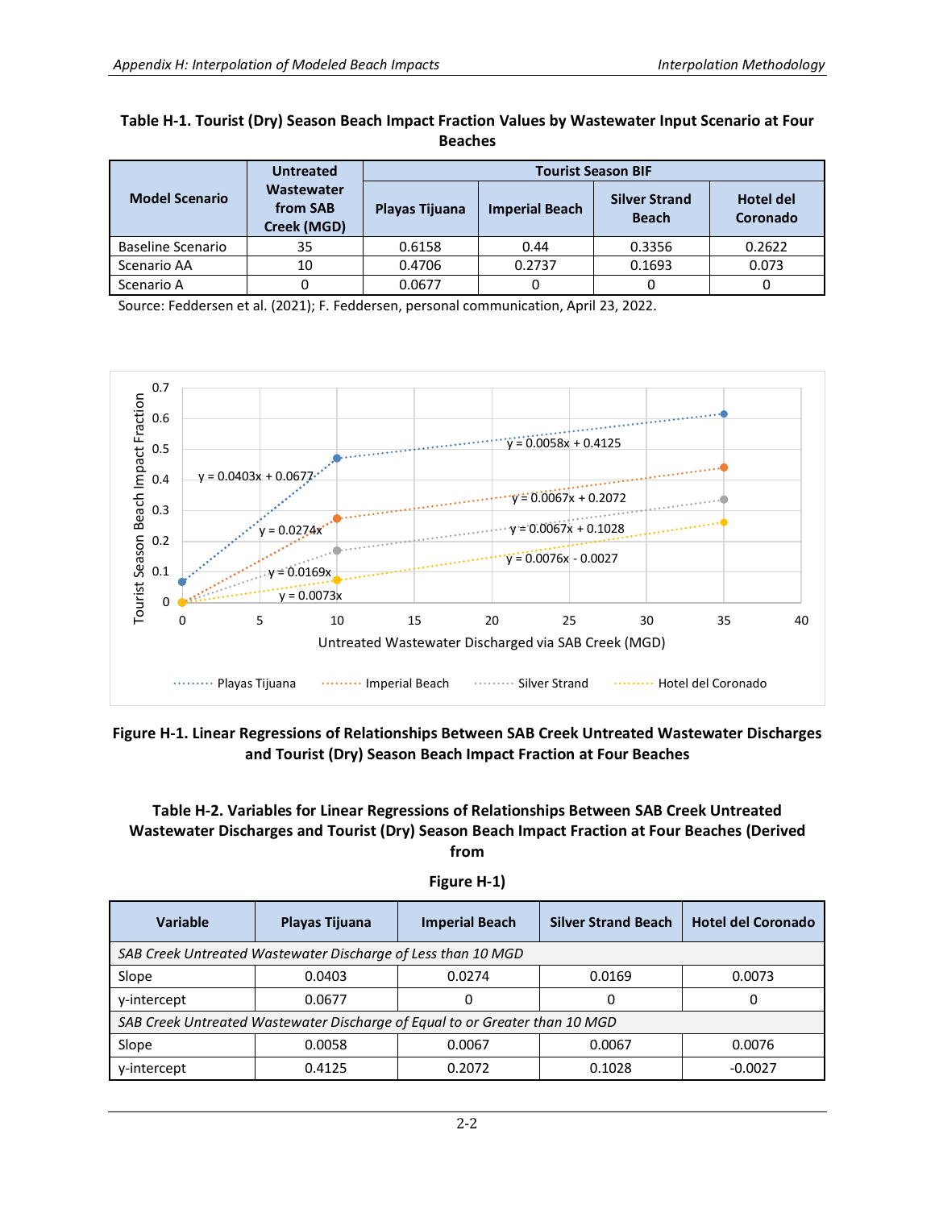**Table H-1. Tourist (Dry) Season Beach Impact Fraction Values by Wastewater Input Scenario at Four Beaches**

| Model Scenario | Untreated Wastewater from SAB Creek (MGD) | Tourist Season BIF | | | |
|---|---|---|---|---|---|
| | | Playas Tijuana | Imperial Beach | Silver Strand Beach | Hotel del Coronado |
| Baseline Scenario | 35 | 0.6158 | 0.44 | 0.3356 | 0.2622 |
| Scenario AA | 10 | 0.4706 | 0.2737 | 0.1693 | 0.073 |
| Scenario A | 0 | 0.0677 | 0 | 0 | 0 |

Source: Feddersen et al. (2021); F. Feddersen, personal communication, April 23, 2022.

**Figure H-1. Linear Regressions of Relationships Between SAB Creek Untreated Wastewater Discharges and Tourist (Dry) Season Beach Impact Fraction at Four Beaches**

**Table H-2. Variables for Linear Regressions of Relationships Between SAB Creek Untreated Wastewater Discharges and Tourist (Dry) Season Beach Impact Fraction at Four Beaches (Derived from Figure H-1)**

| Variable | Playas Tijuana | Imperial Beach | Silver Strand Beach | Hotel del Coronado |
|---|---|---|---|---|
| *SAB Creek Untreated Wastewater Discharge of Less than 10 MGD* | | | | |
| Slope | 0.0403 | 0.0274 | 0.0169 | 0.0073 |
| y-intercept | 0.0677 | 0 | 0 | 0 |
| *SAB Creek Untreated Wastewater Discharge of Equal to or Greater than 10 MGD* | | | | |
| Slope | 0.0058 | 0.0067 | 0.0067 | 0.0076 |
| y-intercept | 0.4125 | 0.2072 | 0.1028 | -0.0027 |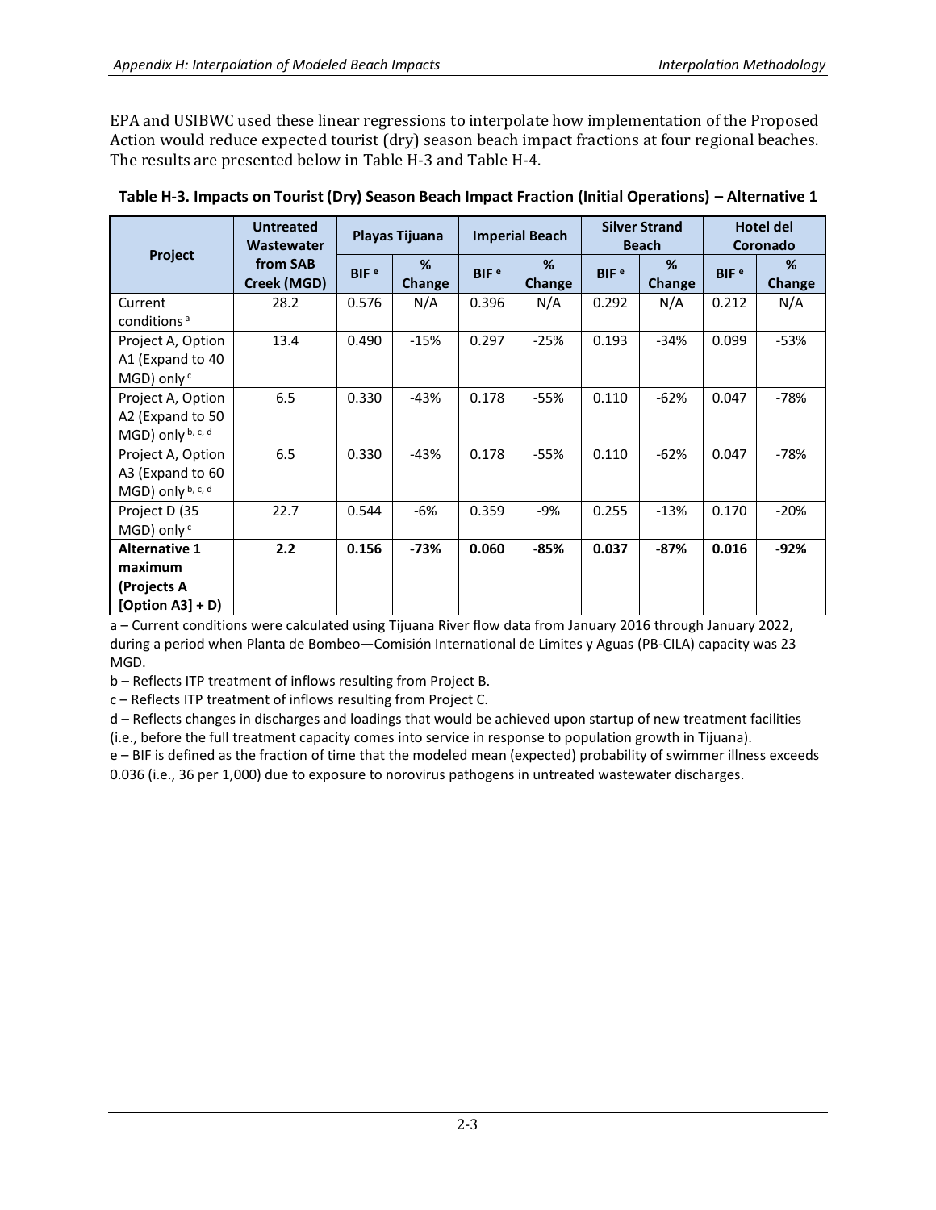EPA and USIBWC used these linear regressions to interpolate how implementation of the Proposed Action would reduce expected tourist (dry) season beach impact fractions at four regional beaches. The results are presented below in Table H-3 and Table H-4.

**Table H-3. Impacts on Tourist (Dry) Season Beach Impact Fraction (Initial Operations) – Alternative 1**

| Project | Untreated Wastewater from SAB Creek (MGD) | Playas Tijuana | | Imperial Beach | | Silver Strand Beach | | Hotel del Coronado | |
|---|---|---|---|---|---|---|---|---|---|
| | | BIF [e] | % Change | BIF [e] | % Change | BIF [e] | % Change | BIF [e] | % Change |
| Current conditions [a] | 28.2 | 0.576 | N/A | 0.396 | N/A | 0.292 | N/A | 0.212 | N/A |
| Project A, Option A1 (Expand to 40 MGD) only [c] | 13.4 | 0.490 | -15% | 0.297 | -25% | 0.193 | -34% | 0.099 | -53% |
| Project A, Option A2 (Expand to 50 MGD) only [b, c, d] | 6.5 | 0.330 | -43% | 0.178 | -55% | 0.110 | -62% | 0.047 | -78% |
| Project A, Option A3 (Expand to 60 MGD) only [b, c, d] | 6.5 | 0.330 | -43% | 0.178 | -55% | 0.110 | -62% | 0.047 | -78% |
| Project D (35 MGD) only [c] | 22.7 | 0.544 | -6% | 0.359 | -9% | 0.255 | -13% | 0.170 | -20% |
| **Alternative 1 maximum (Projects A [Option A3] + D)** | **2.2** | **0.156** | **-73%** | **0.060** | **-85%** | **0.037** | **-87%** | **0.016** | **-92%** |

a – Current conditions were calculated using Tijuana River flow data from January 2016 through January 2022, during a period when Planta de Bombeo—Comisión International de Limites y Aguas (PB-CILA) capacity was 23 MGD.

b – Reflects ITP treatment of inflows resulting from Project B.

c – Reflects ITP treatment of inflows resulting from Project C.

d – Reflects changes in discharges and loadings that would be achieved upon startup of new treatment facilities (i.e., before the full treatment capacity comes into service in response to population growth in Tijuana).

e – BIF is defined as the fraction of time that the modeled mean (expected) probability of swimmer illness exceeds 0.036 (i.e., 36 per 1,000) due to exposure to norovirus pathogens in untreated wastewater discharges.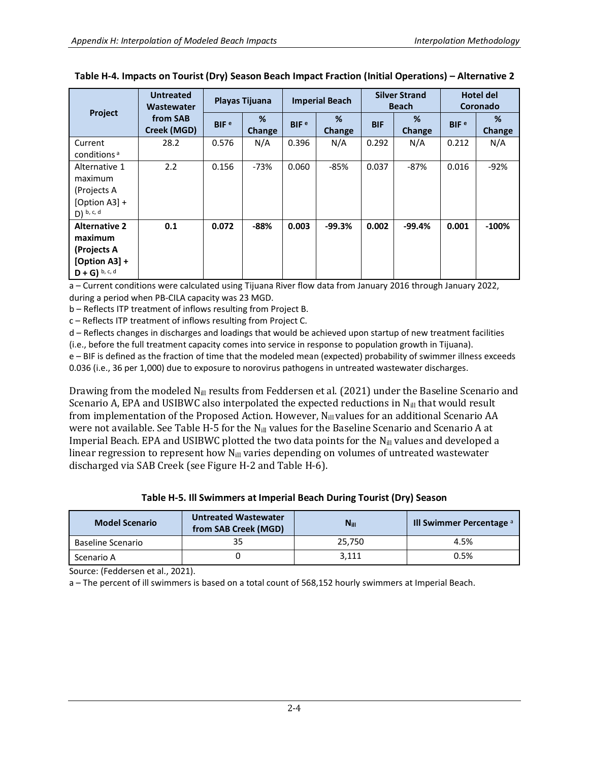**Table H-4. Impacts on Tourist (Dry) Season Beach Impact Fraction (Initial Operations) – Alternative 2**

| Project | Untreated Wastewater from SAB Creek (MGD) | Playas Tijuana | | Imperial Beach | | Silver Strand Beach | | Hotel del Coronado | |
|---|---|---|---|---|---|---|---|---|---|
| | | BIF [e] | % Change | BIF [e] | % Change | BIF | % Change | BIF [e] | % Change |
| Current conditions [a] | 28.2 | 0.576 | N/A | 0.396 | N/A | 0.292 | N/A | 0.212 | N/A |
| Alternative 1 maximum (Projects A [Option A3] + D) [b, c, d] | 2.2 | 0.156 | -73% | 0.060 | -85% | 0.037 | -87% | 0.016 | -92% |
| **Alternative 2 maximum (Projects A [Option A3] + D + G)** [b, c, d] | **0.1** | **0.072** | **-88%** | **0.003** | **-99.3%** | **0.002** | **-99.4%** | **0.001** | **-100%** |

a – Current conditions were calculated using Tijuana River flow data from January 2016 through January 2022, during a period when PB-CILA capacity was 23 MGD.

b – Reflects ITP treatment of inflows resulting from Project B.

c – Reflects ITP treatment of inflows resulting from Project C.

d – Reflects changes in discharges and loadings that would be achieved upon startup of new treatment facilities (i.e., before the full treatment capacity comes into service in response to population growth in Tijuana).

e – BIF is defined as the fraction of time that the modeled mean (expected) probability of swimmer illness exceeds 0.036 (i.e., 36 per 1,000) due to exposure to norovirus pathogens in untreated wastewater discharges.

Drawing from the modeled $N_{ill}$ results from Feddersen et al. (2021) under the Baseline Scenario and Scenario A, EPA and USIBWC also interpolated the expected reductions in $N_{ill}$ that would result from implementation of the Proposed Action. However, $N_{ill}$ values for an additional Scenario AA were not available. See Table H-5 for the $N_{ill}$ values for the Baseline Scenario and Scenario A at Imperial Beach. EPA and USIBWC plotted the two data points for the $N_{ill}$ values and developed a linear regression to represent how $N_{ill}$ varies depending on volumes of untreated wastewater discharged via SAB Creek (see Figure H-2 and Table H-6).

**Table H-5. Ill Swimmers at Imperial Beach During Tourist (Dry) Season**

| Model Scenario | Untreated Wastewater from SAB Creek (MGD) | $N_{ill}$ | Ill Swimmer Percentage [a] |
|---|---|---|---|
| Baseline Scenario | 35 | 25,750 | 4.5% |
| Scenario A | 0 | 3,111 | 0.5% |

Source: (Feddersen et al., 2021).

a – The percent of ill swimmers is based on a total count of 568,152 hourly swimmers at Imperial Beach.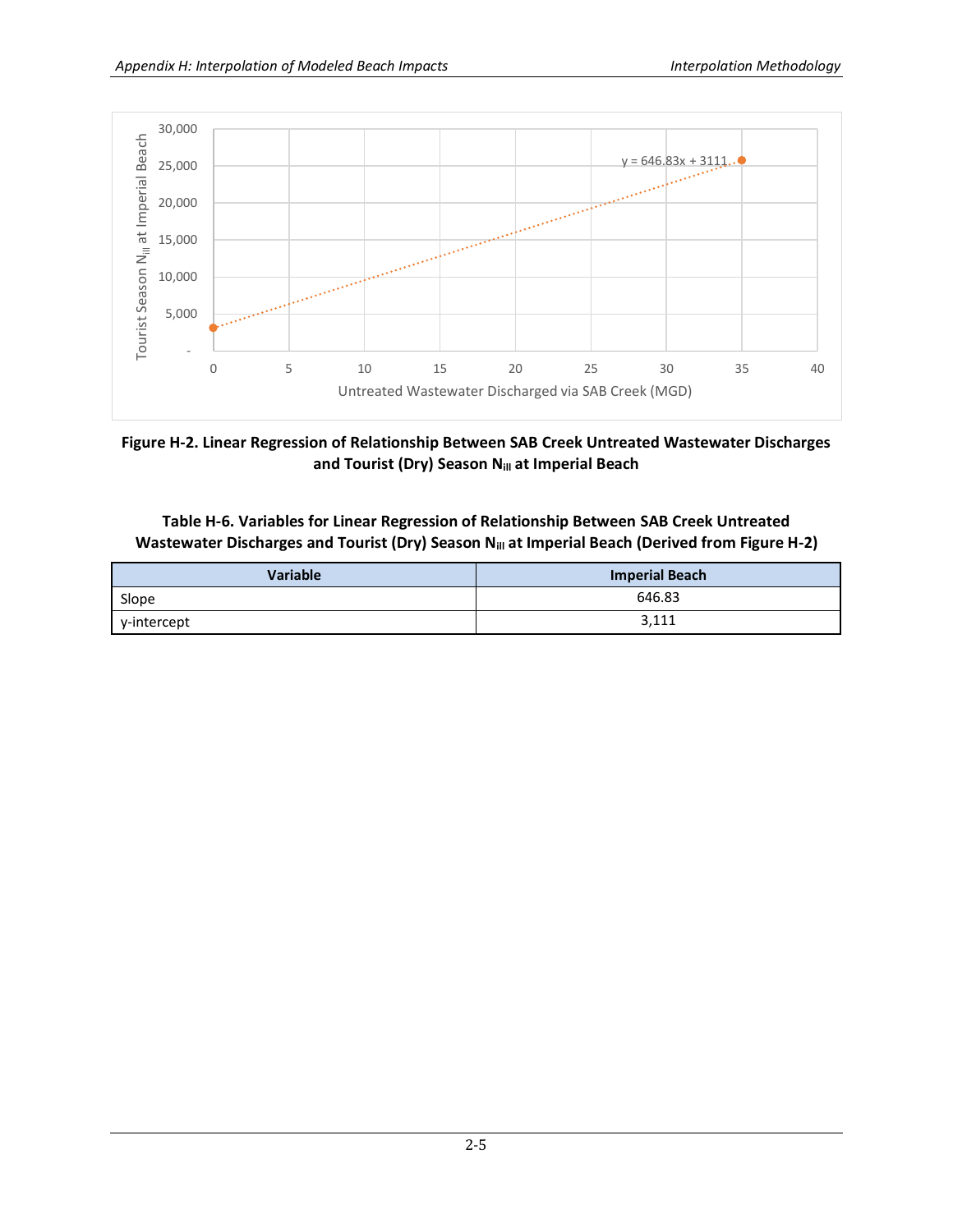**Figure H-2. Linear Regression of Relationship Between SAB Creek Untreated Wastewater Discharges and Tourist (Dry) Season $N_{ill}$ at Imperial Beach**

**Table H-6. Variables for Linear Regression of Relationship Between SAB Creek Untreated Wastewater Discharges and Tourist (Dry) Season $N_{ill}$ at Imperial Beach (Derived from Figure H-2)**

| Variable | Imperial Beach |
| --- | --- |
| Slope | 646.83 |
| y-intercept | 3,111 |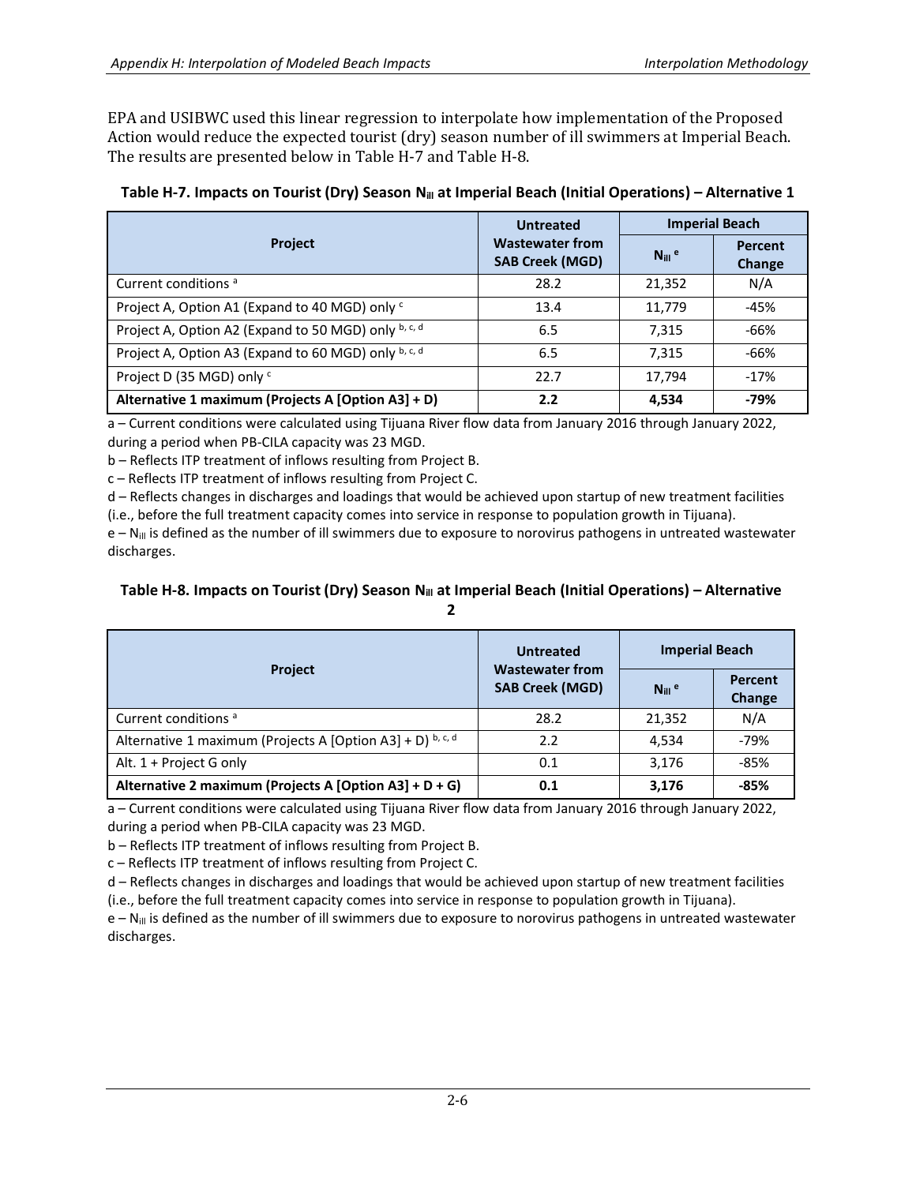EPA and USIBWC used this linear regression to interpolate how implementation of the Proposed Action would reduce the expected tourist (dry) season number of ill swimmers at Imperial Beach. The results are presented below in Table H-7 and Table H-8.

**Table H-7. Impacts on Tourist (Dry) Season $N_{ill}$ at Imperial Beach (Initial Operations) – Alternative 1**

| Project | Untreated Wastewater from SAB Creek (MGD) | Imperial Beach | |
|---|---|---|---|
| | | $N_{ill}$ [e] | Percent Change |
| Current conditions [a] | 28.2 | 21,352 | N/A |
| Project A, Option A1 (Expand to 40 MGD) only [c] | 13.4 | 11,779 | -45% |
| Project A, Option A2 (Expand to 50 MGD) only [b, c, d] | 6.5 | 7,315 | -66% |
| Project A, Option A3 (Expand to 60 MGD) only [b, c, d] | 6.5 | 7,315 | -66% |
| Project D (35 MGD) only [c] | 22.7 | 17,794 | -17% |
| **Alternative 1 maximum (Projects A [Option A3] + D)** | **2.2** | **4,534** | **-79%** |

a – Current conditions were calculated using Tijuana River flow data from January 2016 through January 2022, during a period when PB-CILA capacity was 23 MGD.

b – Reflects ITP treatment of inflows resulting from Project B.

c – Reflects ITP treatment of inflows resulting from Project C.

d – Reflects changes in discharges and loadings that would be achieved upon startup of new treatment facilities (i.e., before the full treatment capacity comes into service in response to population growth in Tijuana).

e – $N_{ill}$ is defined as the number of ill swimmers due to exposure to norovirus pathogens in untreated wastewater discharges.

**Table H-8. Impacts on Tourist (Dry) Season $N_{ill}$ at Imperial Beach (Initial Operations) – Alternative 2**

| Project | Untreated Wastewater from SAB Creek (MGD) | Imperial Beach | |
|---|---|---|---|
| | | $N_{ill}$ [e] | Percent Change |
| Current conditions [a] | 28.2 | 21,352 | N/A |
| Alternative 1 maximum (Projects A [Option A3] + D) [b, c, d] | 2.2 | 4,534 | -79% |
| Alt. 1 + Project G only | 0.1 | 3,176 | -85% |
| **Alternative 2 maximum (Projects A [Option A3] + D + G)** | **0.1** | **3,176** | **-85%** |

a – Current conditions were calculated using Tijuana River flow data from January 2016 through January 2022, during a period when PB-CILA capacity was 23 MGD.

b – Reflects ITP treatment of inflows resulting from Project B.

c – Reflects ITP treatment of inflows resulting from Project C.

d – Reflects changes in discharges and loadings that would be achieved upon startup of new treatment facilities (i.e., before the full treatment capacity comes into service in response to population growth in Tijuana).

e – $N_{ill}$ is defined as the number of ill swimmers due to exposure to norovirus pathogens in untreated wastewater discharges.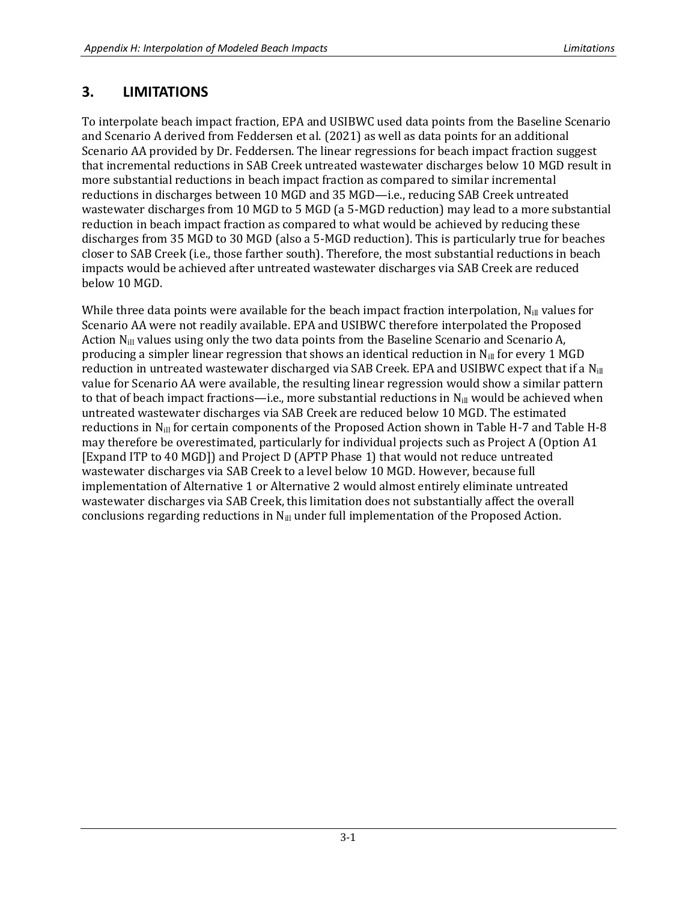## 3. LIMITATIONS

To interpolate beach impact fraction, EPA and USIBWC used data points from the Baseline Scenario and Scenario A derived from Feddersen et al. (2021) as well as data points for an additional Scenario AA provided by Dr. Feddersen. The linear regressions for beach impact fraction suggest that incremental reductions in SAB Creek untreated wastewater discharges below 10 MGD result in more substantial reductions in beach impact fraction as compared to similar incremental reductions in discharges between 10 MGD and 35 MGD—i.e., reducing SAB Creek untreated wastewater discharges from 10 MGD to 5 MGD (a 5-MGD reduction) may lead to a more substantial reduction in beach impact fraction as compared to what would be achieved by reducing these discharges from 35 MGD to 30 MGD (also a 5-MGD reduction). This is particularly true for beaches closer to SAB Creek (i.e., those farther south). Therefore, the most substantial reductions in beach impacts would be achieved after untreated wastewater discharges via SAB Creek are reduced below 10 MGD.

While three data points were available for the beach impact fraction interpolation, $N_{ill}$ values for Scenario AA were not readily available. EPA and USIBWC therefore interpolated the Proposed Action $N_{ill}$ values using only the two data points from the Baseline Scenario and Scenario A, producing a simpler linear regression that shows an identical reduction in $N_{ill}$ for every 1 MGD reduction in untreated wastewater discharged via SAB Creek. EPA and USIBWC expect that if a $N_{ill}$ value for Scenario AA were available, the resulting linear regression would show a similar pattern to that of beach impact fractions—i.e., more substantial reductions in $N_{ill}$ would be achieved when untreated wastewater discharges via SAB Creek are reduced below 10 MGD. The estimated reductions in $N_{ill}$ for certain components of the Proposed Action shown in Table H-7 and Table H-8 may therefore be overestimated, particularly for individual projects such as Project A (Option A1 [Expand ITP to 40 MGD]) and Project D (APTP Phase 1) that would not reduce untreated wastewater discharges via SAB Creek to a level below 10 MGD. However, because full implementation of Alternative 1 or Alternative 2 would almost entirely eliminate untreated wastewater discharges via SAB Creek, this limitation does not substantially affect the overall conclusions regarding reductions in $N_{ill}$ under full implementation of the Proposed Action.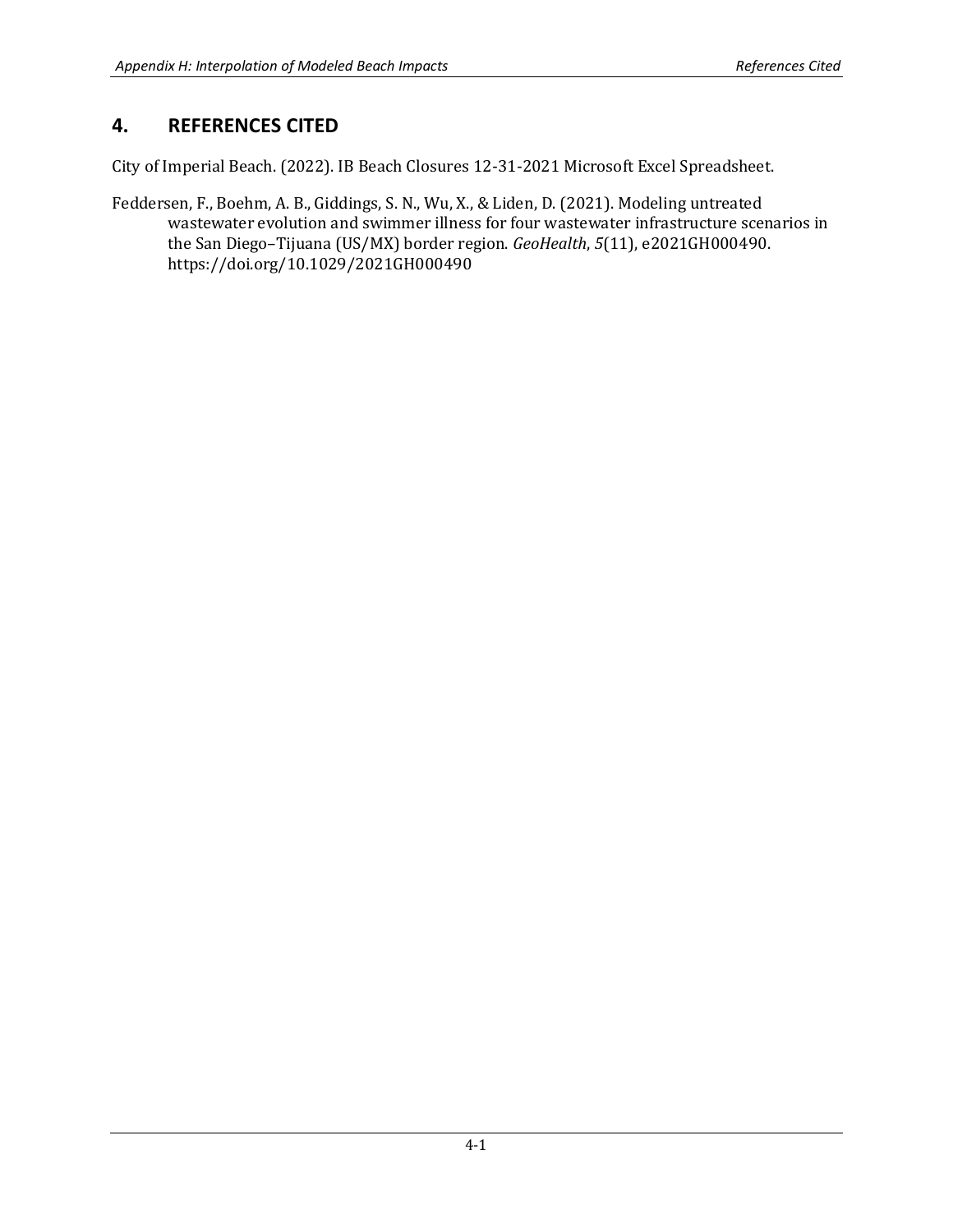## 4. REFERENCES CITED

City of Imperial Beach. (2022). IB Beach Closures 12-31-2021 Microsoft Excel Spreadsheet.

Feddersen, F., Boehm, A. B., Giddings, S. N., Wu, X., & Liden, D. (2021). Modeling untreated wastewater evolution and swimmer illness for four wastewater infrastructure scenarios in the San Diego–Tijuana (US/MX) border region. *GeoHealth*, *5*(11), e2021GH000490. https://doi.org/10.1029/2021GH000490